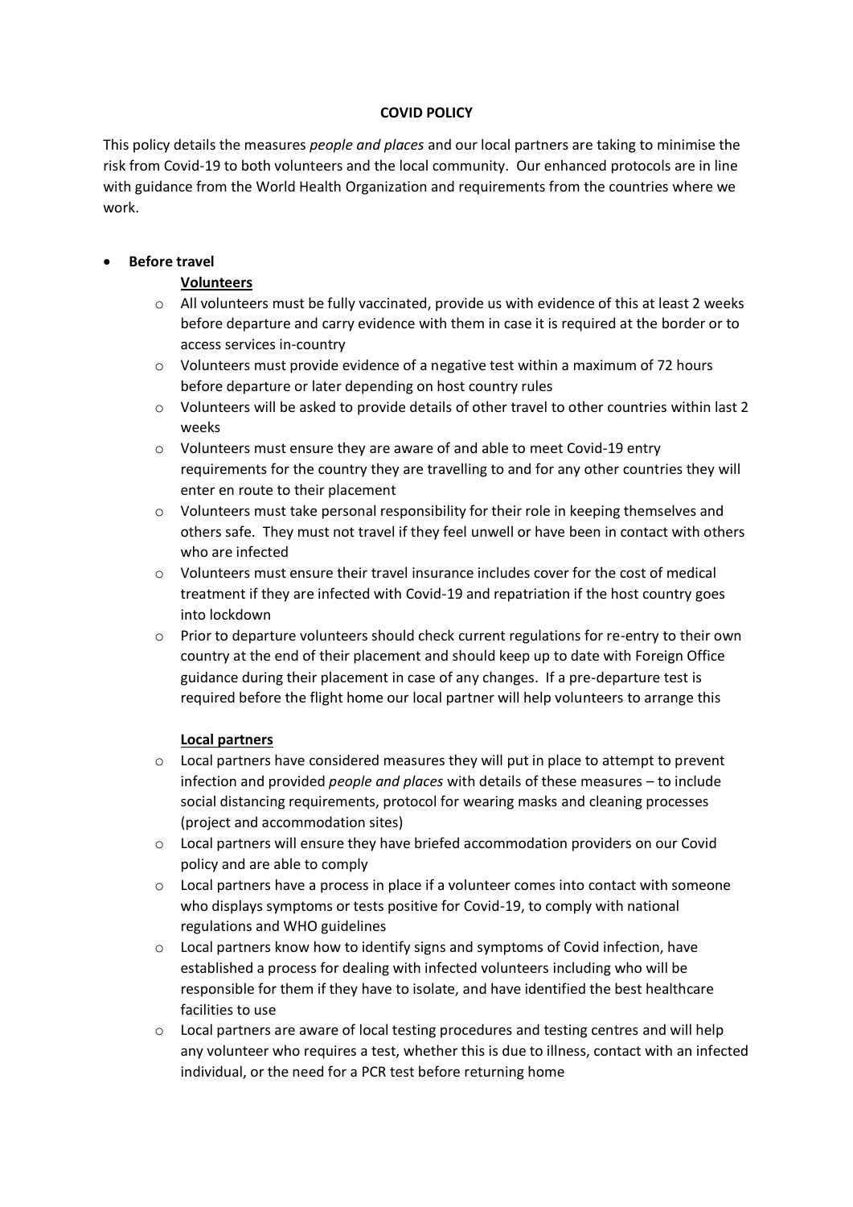# COVID POLICY

This policy details the measures *people and places* and our local partners are taking to minimise the risk from Covid-19 to both volunteers and the local community. Our enhanced protocols are in line with guidance from the World Health Organization and requirements from the countries where we work.

- **Before travel**

  **Volunteers**

  - All volunteers must be fully vaccinated, provide us with evidence of this at least 2 weeks before departure and carry evidence with them in case it is required at the border or to access services in-country
  - Volunteers must provide evidence of a negative test within a maximum of 72 hours before departure or later depending on host country rules
  - Volunteers will be asked to provide details of other travel to other countries within last 2 weeks
  - Volunteers must ensure they are aware of and able to meet Covid-19 entry requirements for the country they are travelling to and for any other countries they will enter en route to their placement
  - Volunteers must take personal responsibility for their role in keeping themselves and others safe. They must not travel if they feel unwell or have been in contact with others who are infected
  - Volunteers must ensure their travel insurance includes cover for the cost of medical treatment if they are infected with Covid-19 and repatriation if the host country goes into lockdown
  - Prior to departure volunteers should check current regulations for re-entry to their own country at the end of their placement and should keep up to date with Foreign Office guidance during their placement in case of any changes. If a pre-departure test is required before the flight home our local partner will help volunteers to arrange this

  **Local partners**

  - Local partners have considered measures they will put in place to attempt to prevent infection and provided *people and places* with details of these measures – to include social distancing requirements, protocol for wearing masks and cleaning processes (project and accommodation sites)
  - Local partners will ensure they have briefed accommodation providers on our Covid policy and are able to comply
  - Local partners have a process in place if a volunteer comes into contact with someone who displays symptoms or tests positive for Covid-19, to comply with national regulations and WHO guidelines
  - Local partners know how to identify signs and symptoms of Covid infection, have established a process for dealing with infected volunteers including who will be responsible for them if they have to isolate, and have identified the best healthcare facilities to use
  - Local partners are aware of local testing procedures and testing centres and will help any volunteer who requires a test, whether this is due to illness, contact with an infected individual, or the need for a PCR test before returning home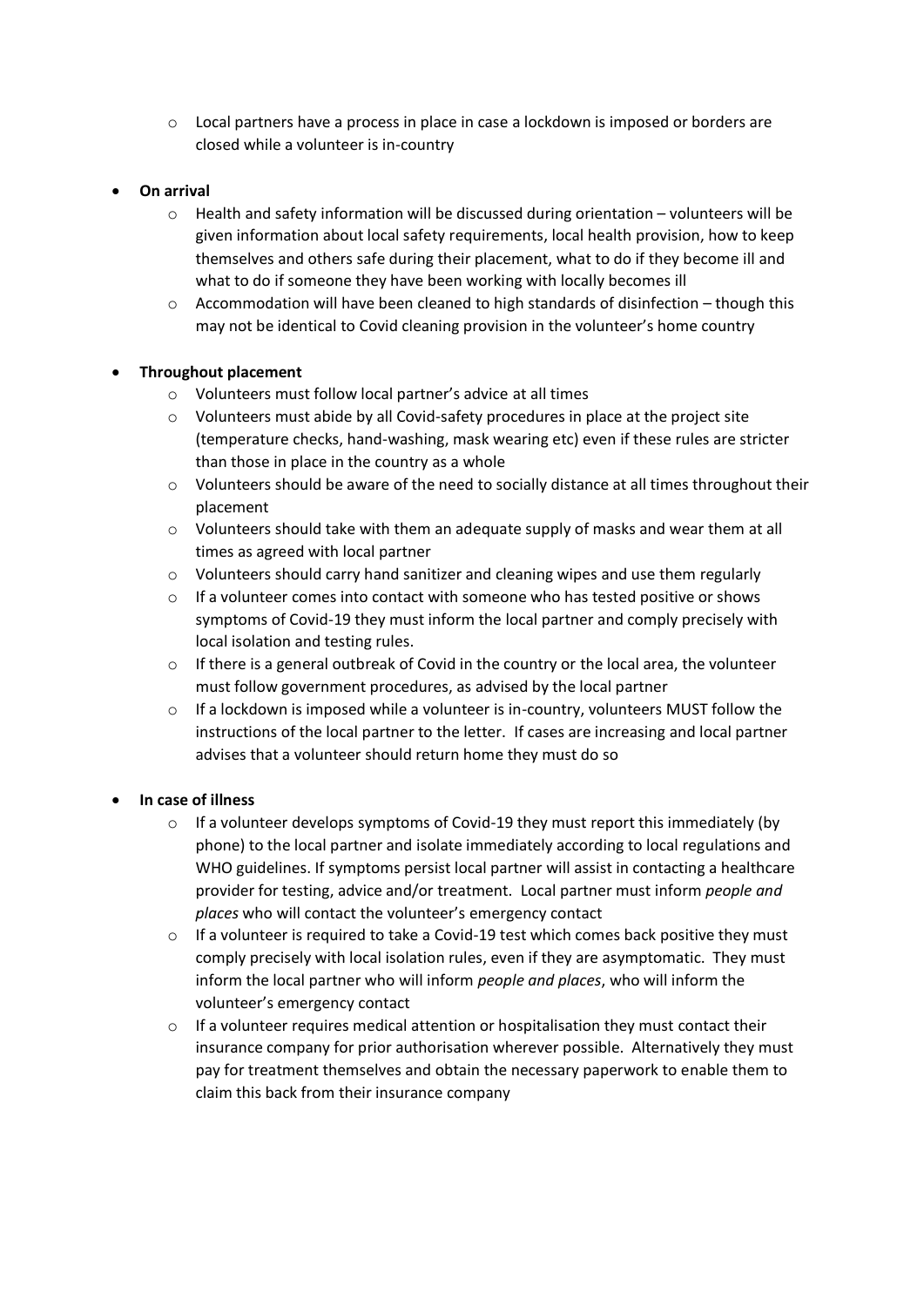- Local partners have a process in place in case a lockdown is imposed or borders are closed while a volunteer is in-country

- **On arrival**
  - Health and safety information will be discussed during orientation – volunteers will be given information about local safety requirements, local health provision, how to keep themselves and others safe during their placement, what to do if they become ill and what to do if someone they have been working with locally becomes ill
  - Accommodation will have been cleaned to high standards of disinfection – though this may not be identical to Covid cleaning provision in the volunteer's home country

- **Throughout placement**
  - Volunteers must follow local partner's advice at all times
  - Volunteers must abide by all Covid-safety procedures in place at the project site (temperature checks, hand-washing, mask wearing etc) even if these rules are stricter than those in place in the country as a whole
  - Volunteers should be aware of the need to socially distance at all times throughout their placement
  - Volunteers should take with them an adequate supply of masks and wear them at all times as agreed with local partner
  - Volunteers should carry hand sanitizer and cleaning wipes and use them regularly
  - If a volunteer comes into contact with someone who has tested positive or shows symptoms of Covid-19 they must inform the local partner and comply precisely with local isolation and testing rules.
  - If there is a general outbreak of Covid in the country or the local area, the volunteer must follow government procedures, as advised by the local partner
  - If a lockdown is imposed while a volunteer is in-country, volunteers MUST follow the instructions of the local partner to the letter. If cases are increasing and local partner advises that a volunteer should return home they must do so

- **In case of illness**
  - If a volunteer develops symptoms of Covid-19 they must report this immediately (by phone) to the local partner and isolate immediately according to local regulations and WHO guidelines. If symptoms persist local partner will assist in contacting a healthcare provider for testing, advice and/or treatment. Local partner must inform *people and places* who will contact the volunteer's emergency contact
  - If a volunteer is required to take a Covid-19 test which comes back positive they must comply precisely with local isolation rules, even if they are asymptomatic. They must inform the local partner who will inform *people and places*, who will inform the volunteer's emergency contact
  - If a volunteer requires medical attention or hospitalisation they must contact their insurance company for prior authorisation wherever possible. Alternatively they must pay for treatment themselves and obtain the necessary paperwork to enable them to claim this back from their insurance company